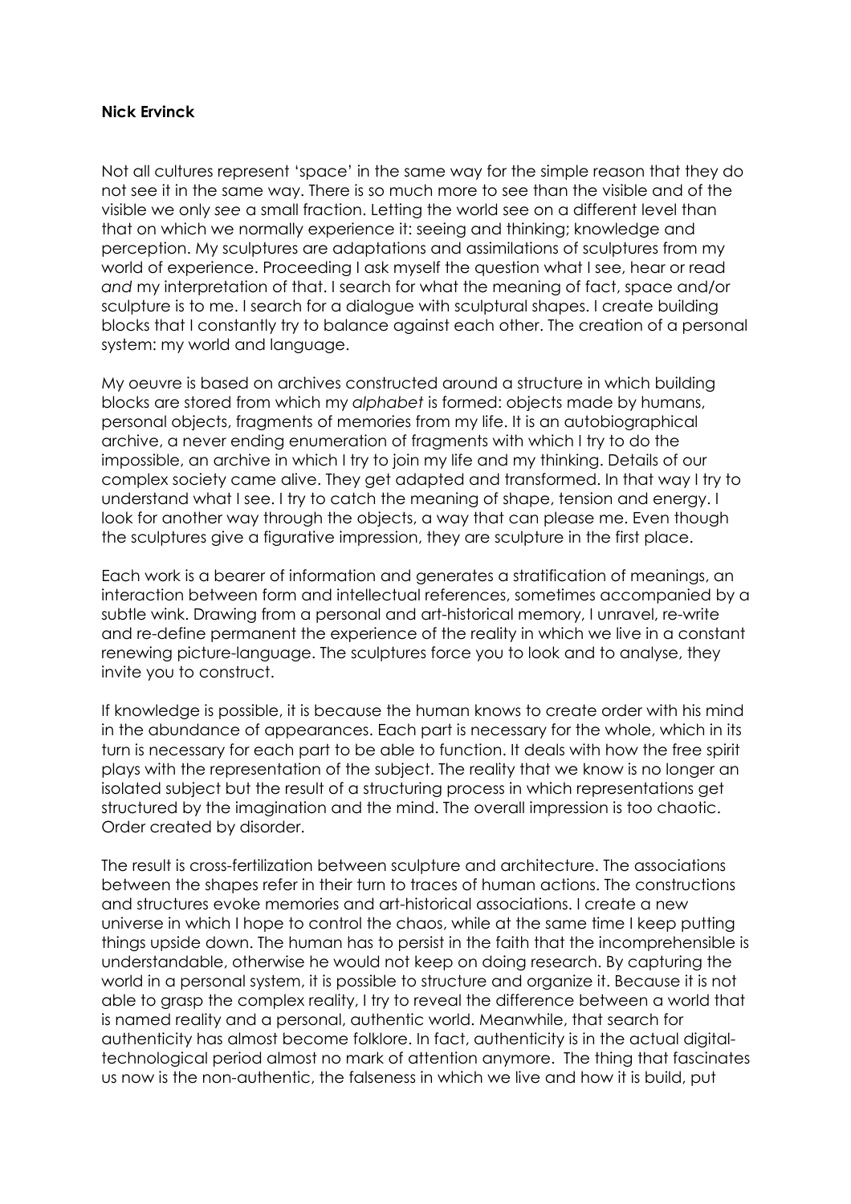**Nick Ervinck**

Not all cultures represent 'space' in the same way for the simple reason that they do not see it in the same way. There is so much more to see than the visible and of the visible we only *see* a small fraction. Letting the world see on a different level than that on which we normally experience it: seeing and thinking; knowledge and perception. My sculptures are adaptations and assimilations of sculptures from my world of experience. Proceeding I ask myself the question what I see, hear or read *and* my interpretation of that. I search for what the meaning of fact, space and/or sculpture is to me. I search for a dialogue with sculptural shapes. I create building blocks that I constantly try to balance against each other. The creation of a personal system: my world and language.

My oeuvre is based on archives constructed around a structure in which building blocks are stored from which my *alphabet* is formed: objects made by humans, personal objects, fragments of memories from my life. It is an autobiographical archive, a never ending enumeration of fragments with which I try to do the impossible, an archive in which I try to join my life and my thinking. Details of our complex society came alive. They get adapted and transformed. In that way I try to understand what I see. I try to catch the meaning of shape, tension and energy. I look for another way through the objects, a way that can please me. Even though the sculptures give a figurative impression, they are sculpture in the first place.

Each work is a bearer of information and generates a stratification of meanings, an interaction between form and intellectual references, sometimes accompanied by a subtle wink. Drawing from a personal and art-historical memory, I unravel, re-write and re-define permanent the experience of the reality in which we live in a constant renewing picture-language. The sculptures force you to look and to analyse, they invite you to construct.

If knowledge is possible, it is because the human knows to create order with his mind in the abundance of appearances. Each part is necessary for the whole, which in its turn is necessary for each part to be able to function. It deals with how the free spirit plays with the representation of the subject. The reality that we know is no longer an isolated subject but the result of a structuring process in which representations get structured by the imagination and the mind. The overall impression is too chaotic. Order created by disorder.

The result is cross-fertilization between sculpture and architecture. The associations between the shapes refer in their turn to traces of human actions. The constructions and structures evoke memories and art-historical associations. I create a new universe in which I hope to control the chaos, while at the same time I keep putting things upside down. The human has to persist in the faith that the incomprehensible is understandable, otherwise he would not keep on doing research. By capturing the world in a personal system, it is possible to structure and organize it. Because it is not able to grasp the complex reality, I try to reveal the difference between a world that is named reality and a personal, authentic world. Meanwhile, that search for authenticity has almost become folklore. In fact, authenticity is in the actual digital-technological period almost no mark of attention anymore. The thing that fascinates us now is the non-authentic, the falseness in which we live and how it is build, put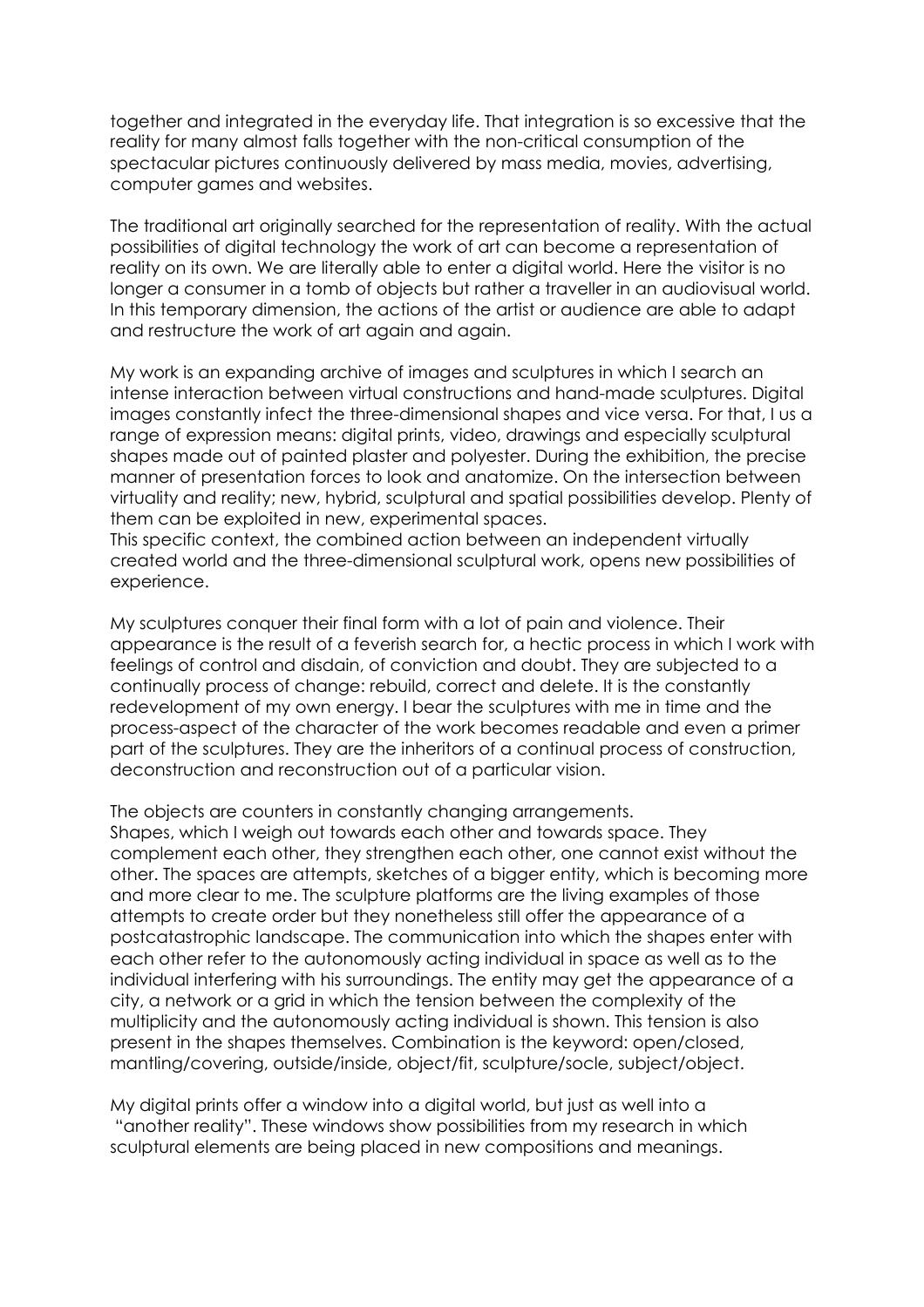together and integrated in the everyday life. That integration is so excessive that the reality for many almost falls together with the non-critical consumption of the spectacular pictures continuously delivered by mass media, movies, advertising, computer games and websites.

The traditional art originally searched for the representation of reality. With the actual possibilities of digital technology the work of art can become a representation of reality on its own. We are literally able to enter a digital world. Here the visitor is no longer a consumer in a tomb of objects but rather a traveller in an audiovisual world. In this temporary dimension, the actions of the artist or audience are able to adapt and restructure the work of art again and again.

My work is an expanding archive of images and sculptures in which I search an intense interaction between virtual constructions and hand-made sculptures. Digital images constantly infect the three-dimensional shapes and vice versa. For that, I us a range of expression means: digital prints, video, drawings and especially sculptural shapes made out of painted plaster and polyester. During the exhibition, the precise manner of presentation forces to look and anatomize. On the intersection between virtuality and reality; new, hybrid, sculptural and spatial possibilities develop. Plenty of them can be exploited in new, experimental spaces.
This specific context, the combined action between an independent virtually created world and the three-dimensional sculptural work, opens new possibilities of experience.

My sculptures conquer their final form with a lot of pain and violence. Their appearance is the result of a feverish search for, a hectic process in which I work with feelings of control and disdain, of conviction and doubt. They are subjected to a continually process of change: rebuild, correct and delete. It is the constantly redevelopment of my own energy. I bear the sculptures with me in time and the process-aspect of the character of the work becomes readable and even a primer part of the sculptures. They are the inheritors of a continual process of construction, deconstruction and reconstruction out of a particular vision.

The objects are counters in constantly changing arrangements.
Shapes, which I weigh out towards each other and towards space. They complement each other, they strengthen each other, one cannot exist without the other. The spaces are attempts, sketches of a bigger entity, which is becoming more and more clear to me. The sculpture platforms are the living examples of those attempts to create order but they nonetheless still offer the appearance of a postcatastrophic landscape. The communication into which the shapes enter with each other refer to the autonomously acting individual in space as well as to the individual interfering with his surroundings. The entity may get the appearance of a city, a network or a grid in which the tension between the complexity of the multiplicity and the autonomously acting individual is shown. This tension is also present in the shapes themselves. Combination is the keyword: open/closed, mantling/covering, outside/inside, object/fit, sculpture/socle, subject/object.

My digital prints offer a window into a digital world, but just as well into a "another reality". These windows show possibilities from my research in which sculptural elements are being placed in new compositions and meanings.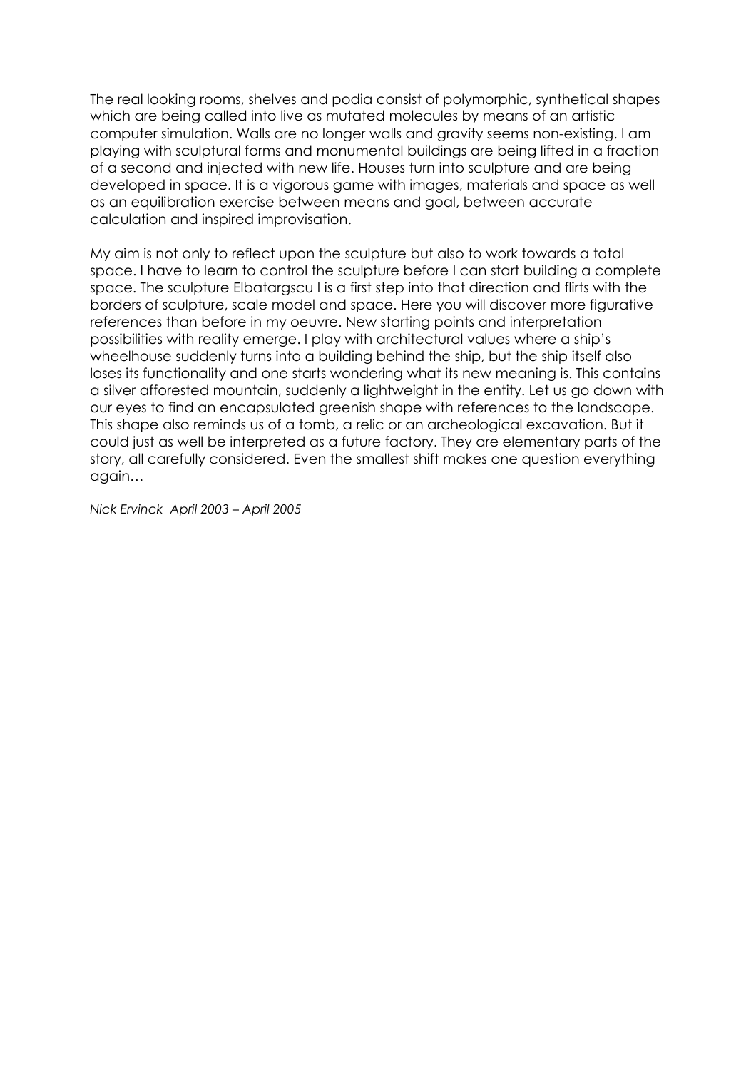The real looking rooms, shelves and podia consist of polymorphic, synthetical shapes which are being called into live as mutated molecules by means of an artistic computer simulation. Walls are no longer walls and gravity seems non-existing. I am playing with sculptural forms and monumental buildings are being lifted in a fraction of a second and injected with new life. Houses turn into sculpture and are being developed in space. It is a vigorous game with images, materials and space as well as an equilibration exercise between means and goal, between accurate calculation and inspired improvisation.

My aim is not only to reflect upon the sculpture but also to work towards a total space. I have to learn to control the sculpture before I can start building a complete space. The sculpture Elbatargscu I is a first step into that direction and flirts with the borders of sculpture, scale model and space. Here you will discover more figurative references than before in my oeuvre. New starting points and interpretation possibilities with reality emerge. I play with architectural values where a ship's wheelhouse suddenly turns into a building behind the ship, but the ship itself also loses its functionality and one starts wondering what its new meaning is. This contains a silver afforested mountain, suddenly a lightweight in the entity. Let us go down with our eyes to find an encapsulated greenish shape with references to the landscape. This shape also reminds us of a tomb, a relic or an archeological excavation. But it could just as well be interpreted as a future factory. They are elementary parts of the story, all carefully considered. Even the smallest shift makes one question everything again…

*Nick Ervinck April 2003 – April 2005*